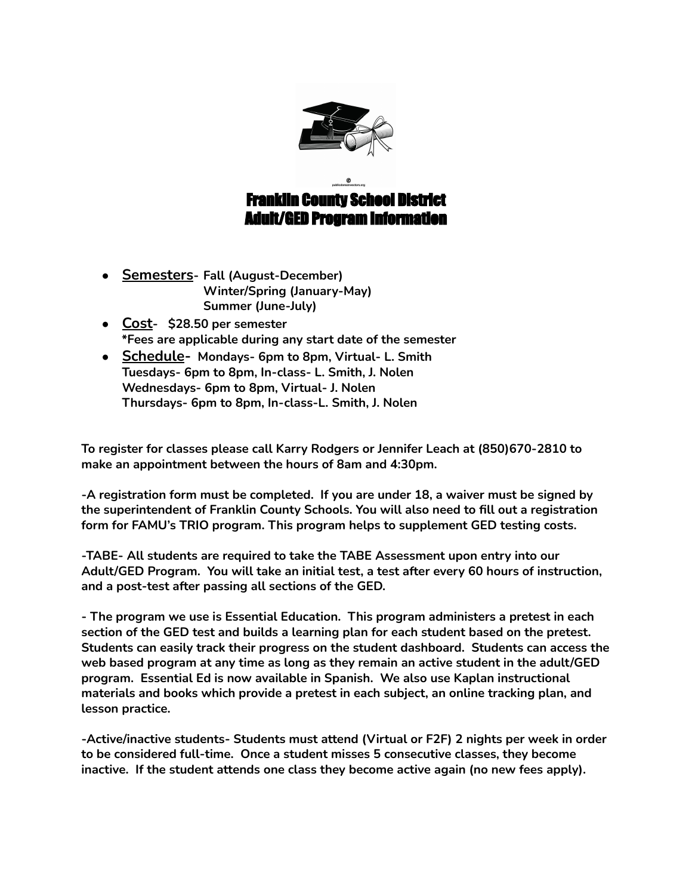# Franklin County School District
# Adult/GED Program Information

- **Semesters**- **Fall (August-December)**
  **Winter/Spring (January-May)**
  **Summer (June-July)**
- **Cost**- **$28.50 per semester**
  **\*Fees are applicable during any start date of the semester**
- **Schedule**- **Mondays- 6pm to 8pm, Virtual- L. Smith**
  **Tuesdays- 6pm to 8pm, In-class- L. Smith, J. Nolen**
  **Wednesdays- 6pm to 8pm, Virtual- J. Nolen**
  **Thursdays- 6pm to 8pm, In-class-L. Smith, J. Nolen**

**To register for classes please call Karry Rodgers or Jennifer Leach at (850)670-2810 to make an appointment between the hours of 8am and 4:30pm.**

**-A registration form must be completed. If you are under 18, a waiver must be signed by the superintendent of Franklin County Schools. You will also need to fill out a registration form for FAMU's TRIO program. This program helps to supplement GED testing costs.**

**-TABE- All students are required to take the TABE Assessment upon entry into our Adult/GED Program. You will take an initial test, a test after every 60 hours of instruction, and a post-test after passing all sections of the GED.**

**- The program we use is Essential Education. This program administers a pretest in each section of the GED test and builds a learning plan for each student based on the pretest. Students can easily track their progress on the student dashboard. Students can access the web based program at any time as long as they remain an active student in the adult/GED program. Essential Ed is now available in Spanish. We also use Kaplan instructional materials and books which provide a pretest in each subject, an online tracking plan, and lesson practice.**

**-Active/inactive students- Students must attend (Virtual or F2F) 2 nights per week in order to be considered full-time. Once a student misses 5 consecutive classes, they become inactive. If the student attends one class they become active again (no new fees apply).**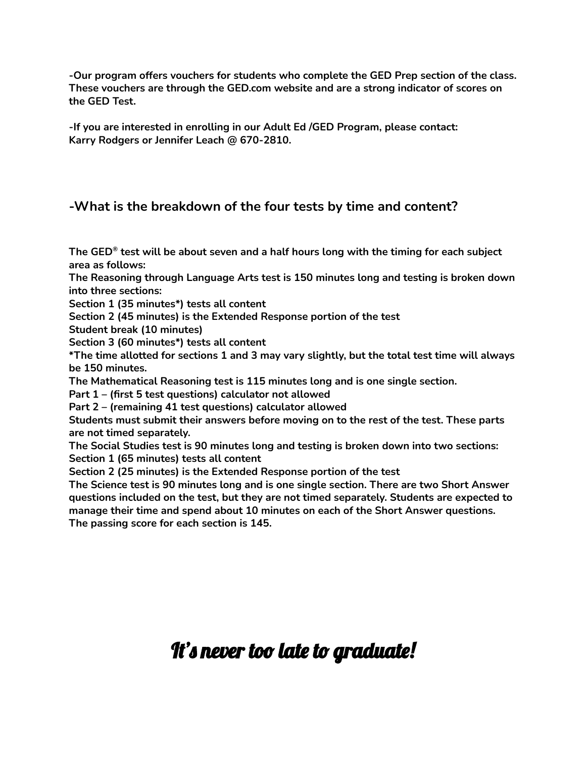**-Our program offers vouchers for students who complete the GED Prep section of the class. These vouchers are through the GED.com website and are a strong indicator of scores on the GED Test.**

**-If you are interested in enrolling in our Adult Ed /GED Program, please contact:
Karry Rodgers or Jennifer Leach @ 670-2810.**

## -What is the breakdown of the four tests by time and content?

**The GED® test will be about seven and a half hours long with the timing for each subject area as follows:**

**The Reasoning through Language Arts test is 150 minutes long and testing is broken down into three sections:**

**Section 1 (35 minutes*) tests all content**

**Section 2 (45 minutes) is the Extended Response portion of the test**

**Student break (10 minutes)**

**Section 3 (60 minutes*) tests all content**

***The time allotted for sections 1 and 3 may vary slightly, but the total test time will always be 150 minutes.**

**The Mathematical Reasoning test is 115 minutes long and is one single section.**

**Part 1 – (first 5 test questions) calculator not allowed**

**Part 2 – (remaining 41 test questions) calculator allowed**

**Students must submit their answers before moving on to the rest of the test. These parts are not timed separately.**

**The Social Studies test is 90 minutes long and testing is broken down into two sections:**

**Section 1 (65 minutes) tests all content**

**Section 2 (25 minutes) is the Extended Response portion of the test**

**The Science test is 90 minutes long and is one single section. There are two Short Answer questions included on the test, but they are not timed separately. Students are expected to manage their time and spend about 10 minutes on each of the Short Answer questions.**

**The passing score for each section is 145.**

***It's never too late to graduate!***